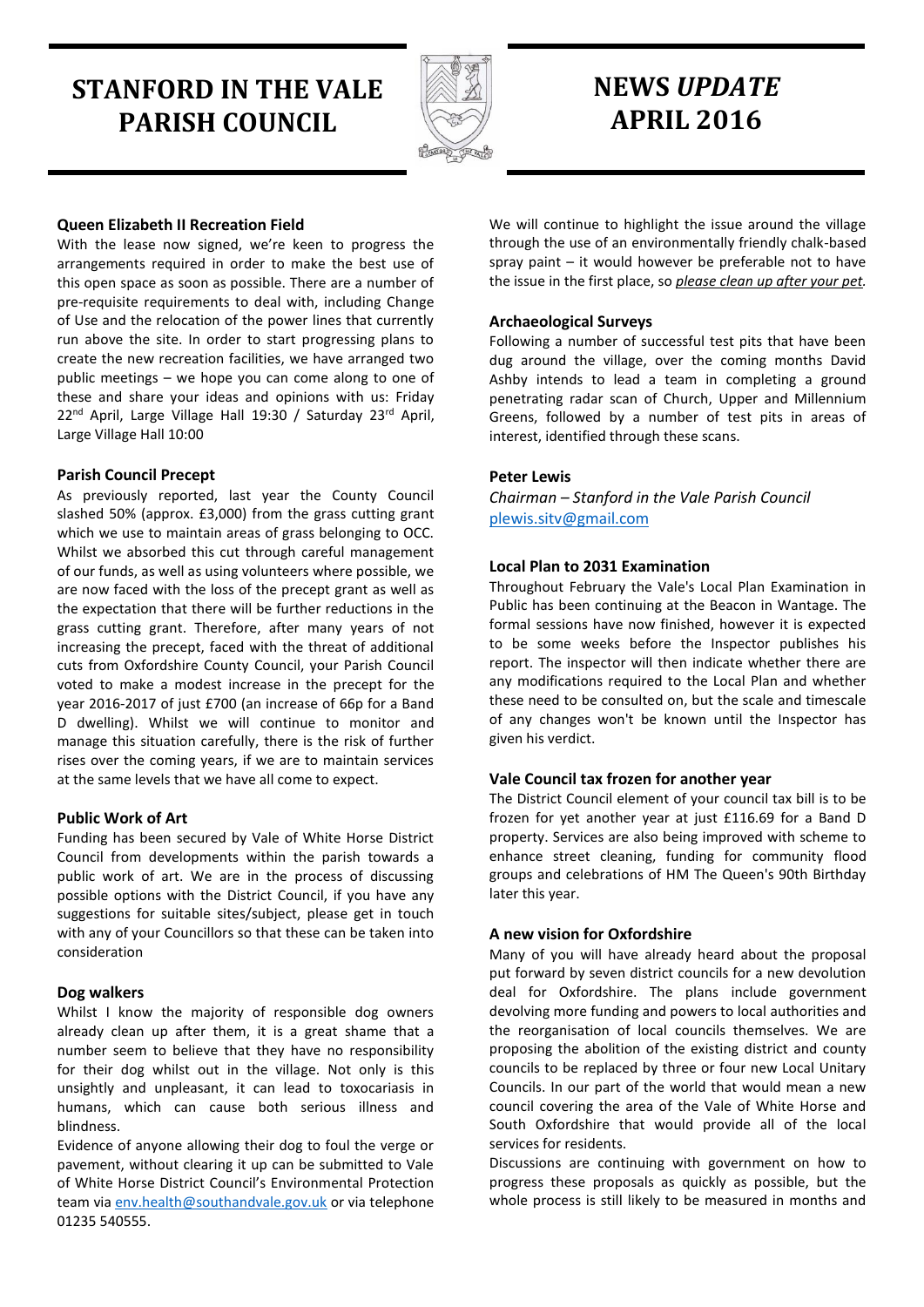# STANFORD IN THE VALE PARISH COUNCIL

# NEWS *UPDATE* APRIL 2016

### Queen Elizabeth II Recreation Field

With the lease now signed, we're keen to progress the arrangements required in order to make the best use of this open space as soon as possible. There are a number of pre-requisite requirements to deal with, including Change of Use and the relocation of the power lines that currently run above the site. In order to start progressing plans to create the new recreation facilities, we have arranged two public meetings – we hope you can come along to one of these and share your ideas and opinions with us: Friday 22nd April, Large Village Hall 19:30 / Saturday 23rd April, Large Village Hall 10:00

### Parish Council Precept

As previously reported, last year the County Council slashed 50% (approx. £3,000) from the grass cutting grant which we use to maintain areas of grass belonging to OCC. Whilst we absorbed this cut through careful management of our funds, as well as using volunteers where possible, we are now faced with the loss of the precept grant as well as the expectation that there will be further reductions in the grass cutting grant. Therefore, after many years of not increasing the precept, faced with the threat of additional cuts from Oxfordshire County Council, your Parish Council voted to make a modest increase in the precept for the year 2016-2017 of just £700 (an increase of 66p for a Band D dwelling). Whilst we will continue to monitor and manage this situation carefully, there is the risk of further rises over the coming years, if we are to maintain services at the same levels that we have all come to expect.

### Public Work of Art

Funding has been secured by Vale of White Horse District Council from developments within the parish towards a public work of art. We are in the process of discussing possible options with the District Council, if you have any suggestions for suitable sites/subject, please get in touch with any of your Councillors so that these can be taken into consideration

### Dog walkers

Whilst I know the majority of responsible dog owners already clean up after them, it is a great shame that a number seem to believe that they have no responsibility for their dog whilst out in the village. Not only is this unsightly and unpleasant, it can lead to toxocariasis in humans, which can cause both serious illness and blindness.

Evidence of anyone allowing their dog to foul the verge or pavement, without clearing it up can be submitted to Vale of White Horse District Council's Environmental Protection team via env.health@southandvale.gov.uk or via telephone 01235 540555.

We will continue to highlight the issue around the village through the use of an environmentally friendly chalk-based spray paint – it would however be preferable not to have the issue in the first place, so ***please clean up after your pet.***

### Archaeological Surveys

Following a number of successful test pits that have been dug around the village, over the coming months David Ashby intends to lead a team in completing a ground penetrating radar scan of Church, Upper and Millennium Greens, followed by a number of test pits in areas of interest, identified through these scans.

**Peter Lewis**

*Chairman – Stanford in the Vale Parish Council*
plewis.sitv@gmail.com

### Local Plan to 2031 Examination

Throughout February the Vale's Local Plan Examination in Public has been continuing at the Beacon in Wantage. The formal sessions have now finished, however it is expected to be some weeks before the Inspector publishes his report. The inspector will then indicate whether there are any modifications required to the Local Plan and whether these need to be consulted on, but the scale and timescale of any changes won't be known until the Inspector has given his verdict.

### Vale Council tax frozen for another year

The District Council element of your council tax bill is to be frozen for yet another year at just £116.69 for a Band D property. Services are also being improved with scheme to enhance street cleaning, funding for community flood groups and celebrations of HM The Queen's 90th Birthday later this year.

### A new vision for Oxfordshire

Many of you will have already heard about the proposal put forward by seven district councils for a new devolution deal for Oxfordshire. The plans include government devolving more funding and powers to local authorities and the reorganisation of local councils themselves. We are proposing the abolition of the existing district and county councils to be replaced by three or four new Local Unitary Councils. In our part of the world that would mean a new council covering the area of the Vale of White Horse and South Oxfordshire that would provide all of the local services for residents.

Discussions are continuing with government on how to progress these proposals as quickly as possible, but the whole process is still likely to be measured in months and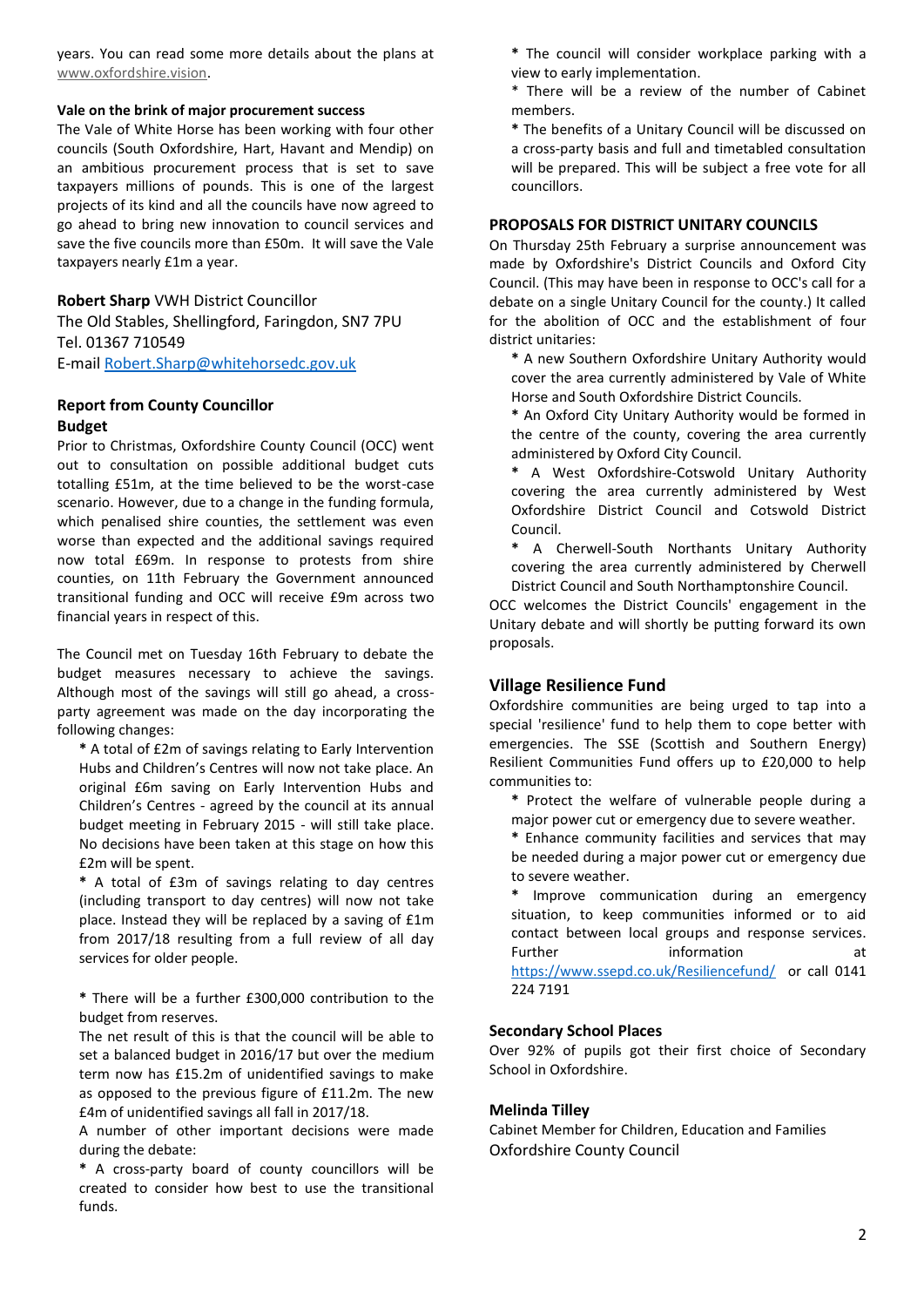years. You can read some more details about the plans at www.oxfordshire.vision.

**Vale on the brink of major procurement success**

The Vale of White Horse has been working with four other councils (South Oxfordshire, Hart, Havant and Mendip) on an ambitious procurement process that is set to save taxpayers millions of pounds. This is one of the largest projects of its kind and all the councils have now agreed to go ahead to bring new innovation to council services and save the five councils more than £50m. It will save the Vale taxpayers nearly £1m a year.

**Robert Sharp** VWH District Councillor
The Old Stables, Shellingford, Faringdon, SN7 7PU
Tel. 01367 710549
E-mail Robert.Sharp@whitehorsedc.gov.uk

## Report from County Councillor

**Budget**

Prior to Christmas, Oxfordshire County Council (OCC) went out to consultation on possible additional budget cuts totalling £51m, at the time believed to be the worst-case scenario. However, due to a change in the funding formula, which penalised shire counties, the settlement was even worse than expected and the additional savings required now total £69m. In response to protests from shire counties, on 11th February the Government announced transitional funding and OCC will receive £9m across two financial years in respect of this.

The Council met on Tuesday 16th February to debate the budget measures necessary to achieve the savings. Although most of the savings will still go ahead, a cross-party agreement was made on the day incorporating the following changes:

* A total of £2m of savings relating to Early Intervention Hubs and Children's Centres will now not take place. An original £6m saving on Early Intervention Hubs and Children's Centres - agreed by the council at its annual budget meeting in February 2015 - will still take place. No decisions have been taken at this stage on how this £2m will be spent.
* A total of £3m of savings relating to day centres (including transport to day centres) will now not take place. Instead they will be replaced by a saving of £1m from 2017/18 resulting from a full review of all day services for older people.

* There will be a further £300,000 contribution to the budget from reserves.

The net result of this is that the council will be able to set a balanced budget in 2016/17 but over the medium term now has £15.2m of unidentified savings to make as opposed to the previous figure of £11.2m. The new £4m of unidentified savings all fall in 2017/18.

A number of other important decisions were made during the debate:

* A cross-party board of county councillors will be created to consider how best to use the transitional funds.
* The council will consider workplace parking with a view to early implementation.
* There will be a review of the number of Cabinet members.
* The benefits of a Unitary Council will be discussed on a cross-party basis and full and timetabled consultation will be prepared. This will be subject a free vote for all councillors.

**PROPOSALS FOR DISTRICT UNITARY COUNCILS**

On Thursday 25th February a surprise announcement was made by Oxfordshire's District Councils and Oxford City Council. (This may have been in response to OCC's call for a debate on a single Unitary Council for the county.) It called for the abolition of OCC and the establishment of four district unitaries:

* A new Southern Oxfordshire Unitary Authority would cover the area currently administered by Vale of White Horse and South Oxfordshire District Councils.
* An Oxford City Unitary Authority would be formed in the centre of the county, covering the area currently administered by Oxford City Council.
* A West Oxfordshire-Cotswold Unitary Authority covering the area currently administered by West Oxfordshire District Council and Cotswold District Council.
* A Cherwell-South Northants Unitary Authority covering the area currently administered by Cherwell District Council and South Northamptonshire Council.

OCC welcomes the District Councils' engagement in the Unitary debate and will shortly be putting forward its own proposals.

## Village Resilience Fund

Oxfordshire communities are being urged to tap into a special 'resilience' fund to help them to cope better with emergencies. The SSE (Scottish and Southern Energy) Resilient Communities Fund offers up to £20,000 to help communities to:

* Protect the welfare of vulnerable people during a major power cut or emergency due to severe weather.
* Enhance community facilities and services that may be needed during a major power cut or emergency due to severe weather.
* Improve communication during an emergency situation, to keep communities informed or to aid contact between local groups and response services. Further information at https://www.ssepd.co.uk/Resiliencefund/ or call 0141 224 7191

**Secondary School Places**

Over 92% of pupils got their first choice of Secondary School in Oxfordshire.

**Melinda Tilley**
Cabinet Member for Children, Education and Families
Oxfordshire County Council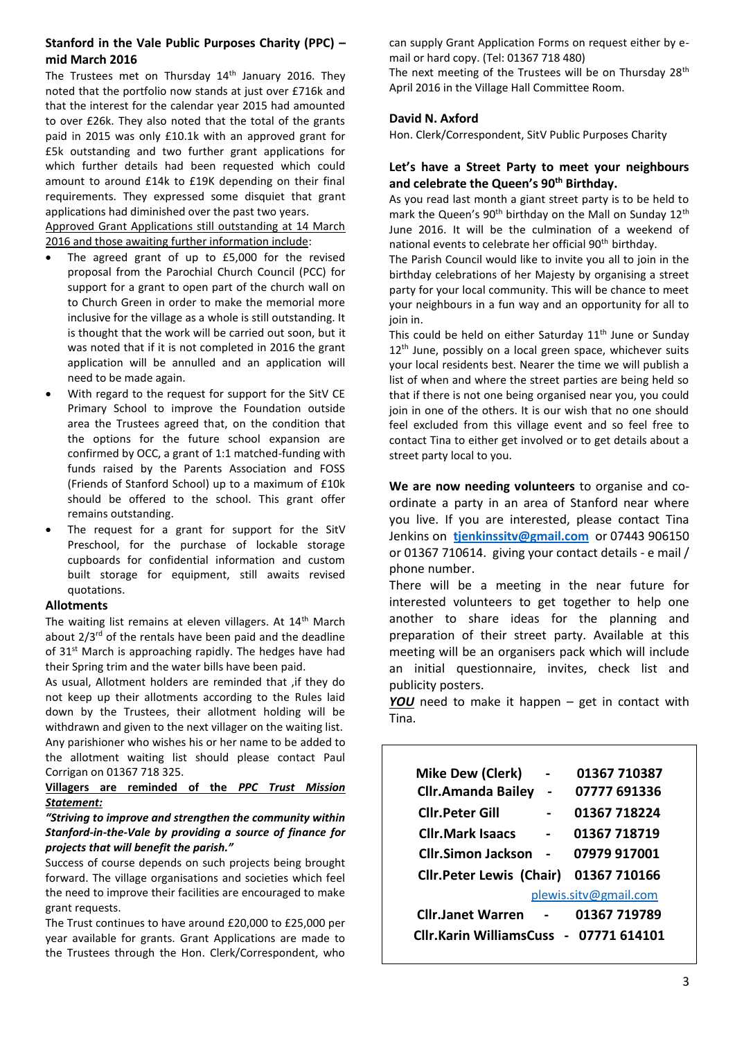### Stanford in the Vale Public Purposes Charity (PPC) – mid March 2016

The Trustees met on Thursday 14th January 2016. They noted that the portfolio now stands at just over £716k and that the interest for the calendar year 2015 had amounted to over £26k. They also noted that the total of the grants paid in 2015 was only £10.1k with an approved grant for £5k outstanding and two further grant applications for which further details had been requested which could amount to around £14k to £19K depending on their final requirements. They expressed some disquiet that grant applications had diminished over the past two years.

Approved Grant Applications still outstanding at 14 March 2016 and those awaiting further information include:

- The agreed grant of up to £5,000 for the revised proposal from the Parochial Church Council (PCC) for support for a grant to open part of the church wall on to Church Green in order to make the memorial more inclusive for the village as a whole is still outstanding. It is thought that the work will be carried out soon, but it was noted that if it is not completed in 2016 the grant application will be annulled and an application will need to be made again.
- With regard to the request for support for the SitV CE Primary School to improve the Foundation outside area the Trustees agreed that, on the condition that the options for the future school expansion are confirmed by OCC, a grant of 1:1 matched-funding with funds raised by the Parents Association and FOSS (Friends of Stanford School) up to a maximum of £10k should be offered to the school. This grant offer remains outstanding.
- The request for a grant for support for the SitV Preschool, for the purchase of lockable storage cupboards for confidential information and custom built storage for equipment, still awaits revised quotations.

**Allotments**

The waiting list remains at eleven villagers. At 14th March about 2/3rd of the rentals have been paid and the deadline of 31st March is approaching rapidly. The hedges have had their Spring trim and the water bills have been paid.

As usual, Allotment holders are reminded that ,if they do not keep up their allotments according to the Rules laid down by the Trustees, their allotment holding will be withdrawn and given to the next villager on the waiting list.

Any parishioner who wishes his or her name to be added to the allotment waiting list should please contact Paul Corrigan on 01367 718 325.

**Villagers are reminded of the *PPC Trust Mission Statement:***

***"Striving to improve and strengthen the community within Stanford-in-the-Vale by providing a source of finance for projects that will benefit the parish."***

Success of course depends on such projects being brought forward. The village organisations and societies which feel the need to improve their facilities are encouraged to make grant requests.

The Trust continues to have around £20,000 to £25,000 per year available for grants. Grant Applications are made to the Trustees through the Hon. Clerk/Correspondent, who can supply Grant Application Forms on request either by e-mail or hard copy. (Tel: 01367 718 480)

The next meeting of the Trustees will be on Thursday 28th April 2016 in the Village Hall Committee Room.

**David N. Axford**

Hon. Clerk/Correspondent, SitV Public Purposes Charity

### Let's have a Street Party to meet your neighbours and celebrate the Queen's 90th Birthday.

As you read last month a giant street party is to be held to mark the Queen's 90th birthday on the Mall on Sunday 12th June 2016. It will be the culmination of a weekend of national events to celebrate her official 90th birthday.

The Parish Council would like to invite you all to join in the birthday celebrations of her Majesty by organising a street party for your local community. This will be chance to meet your neighbours in a fun way and an opportunity for all to join in.

This could be held on either Saturday 11th June or Sunday 12th June, possibly on a local green space, whichever suits your local residents best. Nearer the time we will publish a list of when and where the street parties are being held so that if there is not one being organised near you, you could join in one of the others. It is our wish that no one should feel excluded from this village event and so feel free to contact Tina to either get involved or to get details about a street party local to you.

**We are now needing volunteers** to organise and co-ordinate a party in an area of Stanford near where you live. If you are interested, please contact Tina Jenkins on **tjenkinssitv@gmail.com** or 07443 906150 or 01367 710614. giving your contact details - e mail / phone number.

There will be a meeting in the near future for interested volunteers to get together to help one another to share ideas for the planning and preparation of their street party. Available at this meeting will be an organisers pack which will include an initial questionnaire, invites, check list and publicity posters.

***YOU*** need to make it happen – get in contact with Tina.

| | |
|---|---|
| **Mike Dew (Clerk) -** | **01367 710387** |
| **Cllr.Amanda Bailey -** | **07777 691336** |
| **Cllr.Peter Gill -** | **01367 718224** |
| **Cllr.Mark Isaacs -** | **01367 718719** |
| **Cllr.Simon Jackson -** | **07979 917001** |
| **Cllr.Peter Lewis (Chair)** | **01367 710166** |
| | plewis.sitv@gmail.com |
| **Cllr.Janet Warren -** | **01367 719789** |
| **Cllr.Karin WilliamsCuss -** | **07771 614101** |